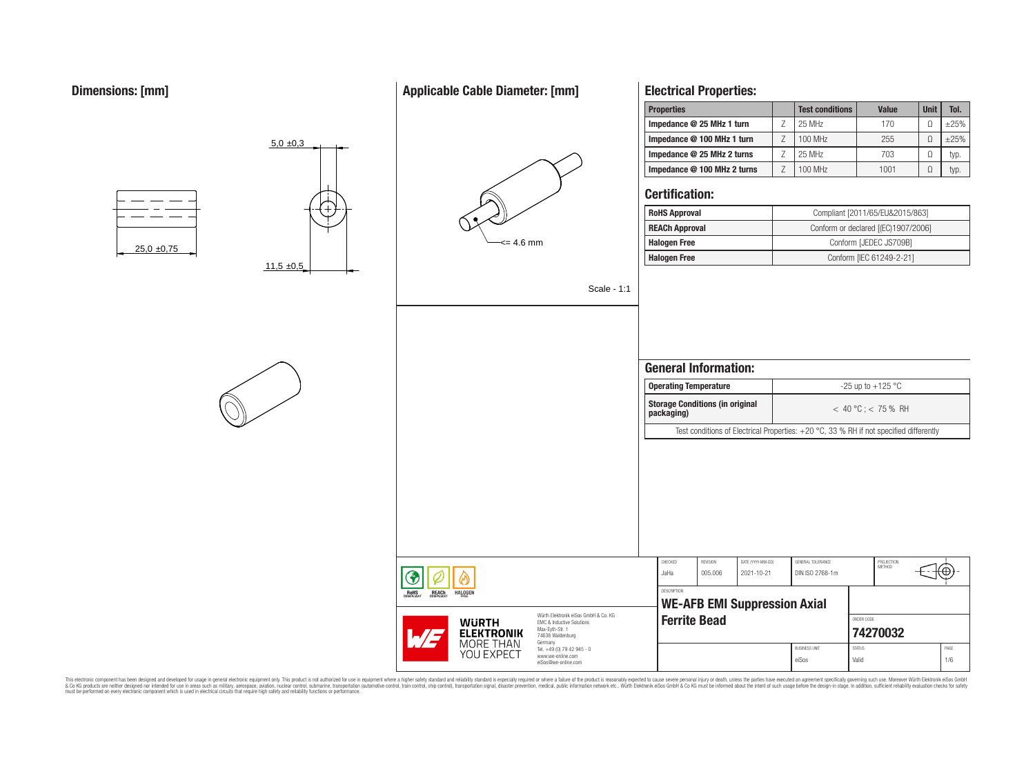## Dimensions: [mm]

5,0 ±0,3

25,0 ±0,75

11,5 ±0,5

## Applicable Cable Diameter: [mm]

<= 4.6 mm

Scale - 1:1

## Electrical Properties:

| Properties | | Test conditions | Value | Unit | Tol. |
|---|---|---|---|---|---|
| Impedance @ 25 MHz 1 turn | Z | 25 MHz | 170 | Ω | ±25% |
| Impedance @ 100 MHz 1 turn | Z | 100 MHz | 255 | Ω | ±25% |
| Impedance @ 25 MHz 2 turns | Z | 25 MHz | 703 | Ω | typ. |
| Impedance @ 100 MHz 2 turns | Z | 100 MHz | 1001 | Ω | typ. |

## Certification:

| RoHS Approval | Compliant [2011/65/EU&2015/863] |
|---|---|
| REACh Approval | Conform or declared [(EC)1907/2006] |
| Halogen Free | Conform [JEDEC JS709B] |
| Halogen Free | Conform [IEC 61249-2-21] |

## General Information:

| Operating Temperature | -25 up to +125 °C |
|---|---|
| Storage Conditions (in original packaging) | < 40 °C ; < 75 % RH |

Test conditions of Electrical Properties: +20 °C, 33 % RH if not specified differently

| CHECKED | REVISION | DATE (YYYY-MM-DD) | GENERAL TOLERANCE | PROJECTION METHOD |
|---|---|---|---|---|
| JaHa | 005.006 | 2021-10-21 | DIN ISO 2768-1m | |

DESCRIPTION

**WE-AFB EMI Suppression Axial Ferrite Bead**

ORDER CODE: **74270032**

BUSINESS UNIT: eiSos | STATUS: Valid | PAGE: 1/6

Würth Elektronik eiSos GmbH & Co. KG
EMC & Inductive Solutions
Max-Eyth-Str. 1
74638 Waldenburg
Germany
Tel. +49 (0) 79 42 945 - 0
www.we-online.com
eiSos@we-online.com

WÜRTH ELEKTRONIK MORE THAN YOU EXPECT

RoHS COMPLIANT | REACh COMPLIANT | HALOGEN FREE

This electronic component has been designed and developed for usage in general electronic equipment only. This product is not authorized for use in equipment where a higher safety standard and reliability standard is especially required or where a failure of the product is reasonably expected to cause severe personal injury or death, unless the parties have executed an agreement specifically governing such use. Moreover Würth Elektronik eiSos GmbH & Co KG products are neither designed nor intended for use in areas such as military, aerospace, aviation, nuclear control, submarine, transportation (automotive control, train control, ship control), transportation signal, disaster prevention, medical, public information network etc.. Würth Elektronik eiSos GmbH & Co KG must be informed about the intent of such usage before the design-in stage. In addition, sufficient reliability evaluation checks for safety must be performed on every electronic component which is used in electrical circuits that require high safety and reliability functions or performance.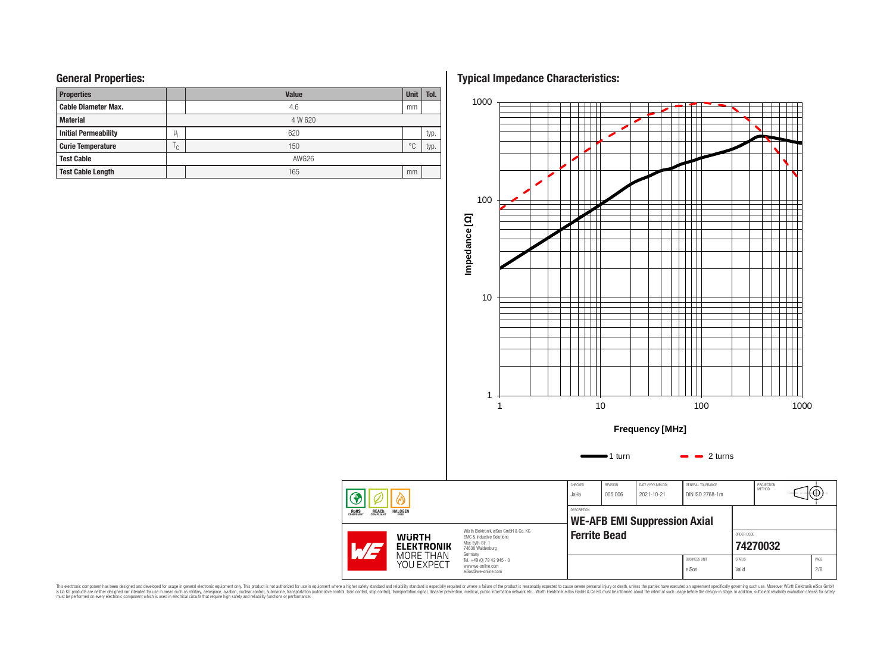## General Properties:

| Properties | | Value | Unit | Tol. |
|---|---|---|---|---|
| Cable Diameter Max. | | 4.6 | mm | |
| Material | | 4 W 620 | | |
| Initial Permeability | $\mu_i$ | 620 | | typ. |
| Curie Temperature | $T_C$ | 150 | °C | typ. |
| Test Cable | | AWG26 | | |
| Test Cable Length | | 165 | mm | |

## Typical Impedance Characteristics:

Impedance [Ω]: 1, 10, 100, 1000

Frequency [MHz]: 1, 10, 100, 1000

1 turn — 2 turns

| CHECKED | REVISION | DATE (YYYY-MM-DD) | GENERAL TOLERANCE | PROJECTION METHOD |
|---|---|---|---|---|
| JaHa | 005.006 | 2021-10-21 | DIN ISO 2768-1m | |

DESCRIPTION

**WE-AFB EMI Suppression Axial Ferrite Bead**

ORDER CODE: **74270032**

BUSINESS UNIT: eiSos | STATUS: Valid | PAGE: 2/6

RoHS COMPLIANT · REACh COMPLIANT · HALOGEN FREE

WÜRTH ELEKTRONIK MORE THAN YOU EXPECT

Würth Elektronik eiSos GmbH & Co. KG
EMC & Inductive Solutions
Max-Eyth-Str. 1
74638 Waldenburg
Germany
Tel. +49 (0) 79 42 945 - 0
www.we-online.com
eiSos@we-online.com

This electronic component has been designed and developed for usage in general electronic equipment only. This product is not authorized for use in equipment where a higher safety standard and reliability standard is especially required or where a failure of the product is reasonably expected to cause severe personal injury or death, unless the parties have executed an agreement specifically governing such use. Moreover Würth Elektronik eiSos GmbH & Co KG products are neither designed nor intended for use in areas such as military, aerospace, aviation, nuclear control, submarine, transportation (automotive control, train control, ship control), transportation signal, disaster prevention, medical, public information network etc.. Würth Elektronik eiSos GmbH & Co KG must be informed about the intent of such usage before the design-in stage. In addition, sufficient reliability evaluation checks for safety must be performed on every electronic component which is used in electrical circuits that require high safety and reliability functions or performance.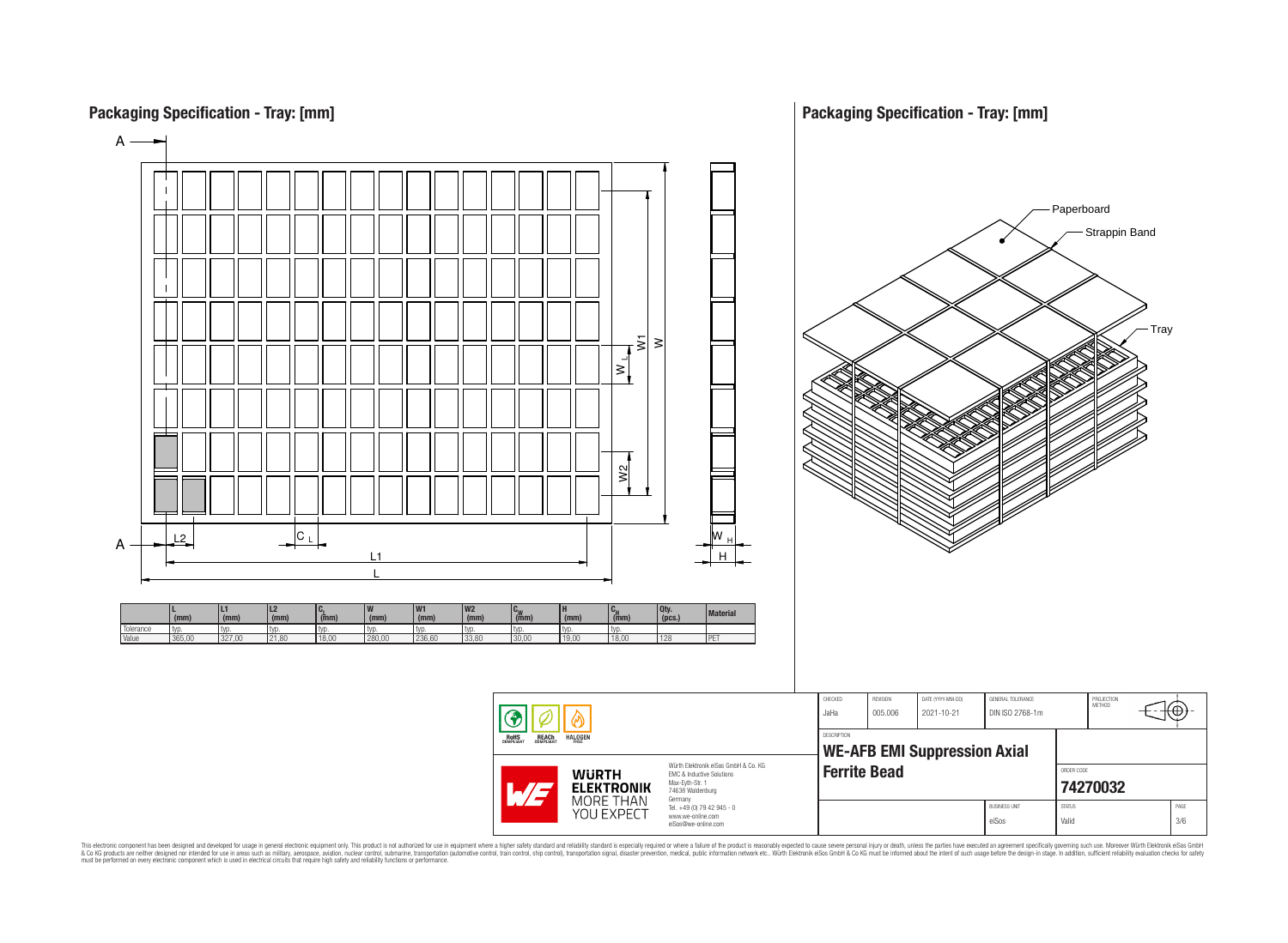## Packaging Specification - Tray: [mm]

A

A

L2

$C_L$

L1

L

W1

W

$W_L$

W2

$W_H$

H

| | L (mm) | L1 (mm) | L2 (mm) | $C_L$ (mm) | W (mm) | W1 (mm) | W2 (mm) | $C_W$ (mm) | H (mm) | $C_H$ (mm) | Qty. (pcs.) | Material |
|---|---|---|---|---|---|---|---|---|---|---|---|---|
| Tolerance | typ. | typ. | typ. | typ. | typ. | typ. | typ. | typ. | typ. | typ. | | |
| Value | 365,00 | 327,00 | 21,80 | 18,00 | 280,00 | 236,60 | 33,80 | 30,00 | 19,00 | 18,00 | 128 | PET |

## Packaging Specification - Tray: [mm]

Paperboard

Strappin Band

Tray

| CHECKED | REVISION | DATE (YYYY-MM-DD) | GENERAL TOLERANCE | PROJECTION METHOD |
|---|---|---|---|---|
| JaHa | 005.006 | 2021-10-21 | DIN ISO 2768-1m | |

DESCRIPTION

**WE-AFB EMI Suppression Axial Ferrite Bead**

ORDER CODE

**74270032**

| BUSINESS UNIT | STATUS | PAGE |
|---|---|---|
| eiSos | Valid | 3/6 |

RoHS COMPLIANT · REACh COMPLIANT · HALOGEN FREE

WÜRTH ELEKTRONIK MORE THAN YOU EXPECT

Würth Elektronik eiSos GmbH & Co. KG
EMC & Inductive Solutions
Max-Eyth-Str. 1
74638 Waldenburg
Germany
Tel. +49 (0) 79 42 945 - 0
www.we-online.com
eiSos@we-online.com

This electronic component has been designed and developed for usage in general electronic equipment only. This product is not authorized for use in equipment where a higher safety standard and reliability standard is especially required or where a failure of the product is reasonably expected to cause severe personal injury or death, unless the parties have executed an agreement specifically governing such use. Moreover Würth Elektronik eiSos GmbH & Co KG products are neither designed nor intended for use in areas such as military, aerospace, aviation, nuclear control, submarine, transportation (automotive control, train control, ship control), transportation signal, disaster prevention, medical, public information network etc.. Würth Elektronik eiSos GmbH & Co KG must be informed about the intent of such usage before the design-in stage. In addition, sufficient reliability evaluation checks for safety must be performed on every electronic component which is used in electrical circuits that require high safety and reliability functions or performance.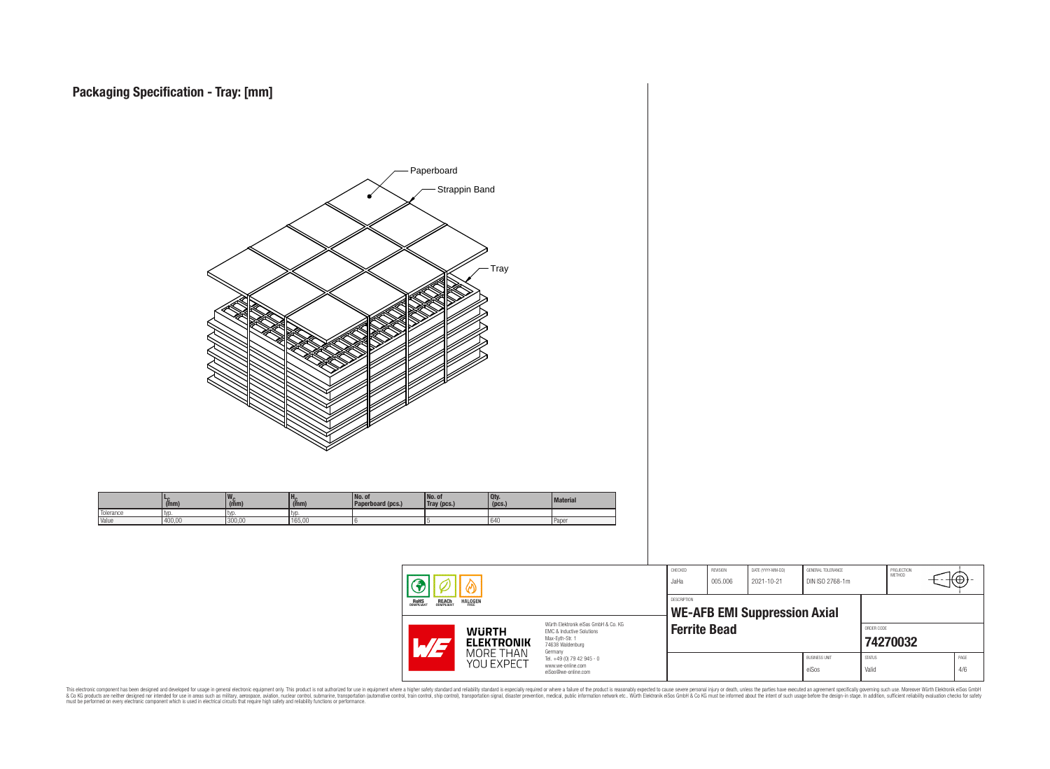# Packaging Specification - Tray: [mm]

Paperboard

Strappin Band

Tray

| | $L_C$ (mm) | $W_C$ (mm) | $H_C$ (mm) | No. of Paperboard (pcs.) | No. of Tray (pcs.) | Qty. (pcs.) | Material |
|---|---|---|---|---|---|---|---|
| Tolerance | typ. | typ. | typ. | | | | |
| Value | 400,00 | 300,00 | 165,00 | 6 | 5 | 640 | Paper |

| CHECKED | REVISION | DATE (YYYY-MM-DD) | GENERAL TOLERANCE | PROJECTION METHOD |
|---|---|---|---|---|
| JaHa | 005.006 | 2021-10-21 | DIN ISO 2768-1m | |

DESCRIPTION

**WE-AFB EMI Suppression Axial Ferrite Bead**

ORDER CODE: **74270032**

BUSINESS UNIT: eiSos | STATUS: Valid

Würth Elektronik eiSos GmbH & Co. KG
EMC & Inductive Solutions
Max-Eyth-Str. 1
74638 Waldenburg
Germany
Tel. +49 (0) 79 42 945 - 0
www.we-online.com
eiSos@we-online.com

This electronic component has been designed and developed for usage in general electronic equipment only. This product is not authorized for use in equipment where a higher safety standard and reliability standard is especially required or where a failure of the product is reasonably expected to cause severe personal injury or death, unless the parties have executed an agreement specifically governing such use. Moreover Würth Elektronik eiSos GmbH & Co KG products are neither designed nor intended for use in areas such as military, aerospace, aviation, nuclear control, submarine, transportation (automotive control, train control, ship control), transportation signal, disaster prevention, medical, public information network etc.. Würth Elektronik eiSos GmbH & Co KG must be informed about the intent of such usage before the design-in stage. In addition, sufficient reliability evaluation checks for safety must be performed on every electronic component which is used in electrical circuits that require high safety and reliability functions or performance.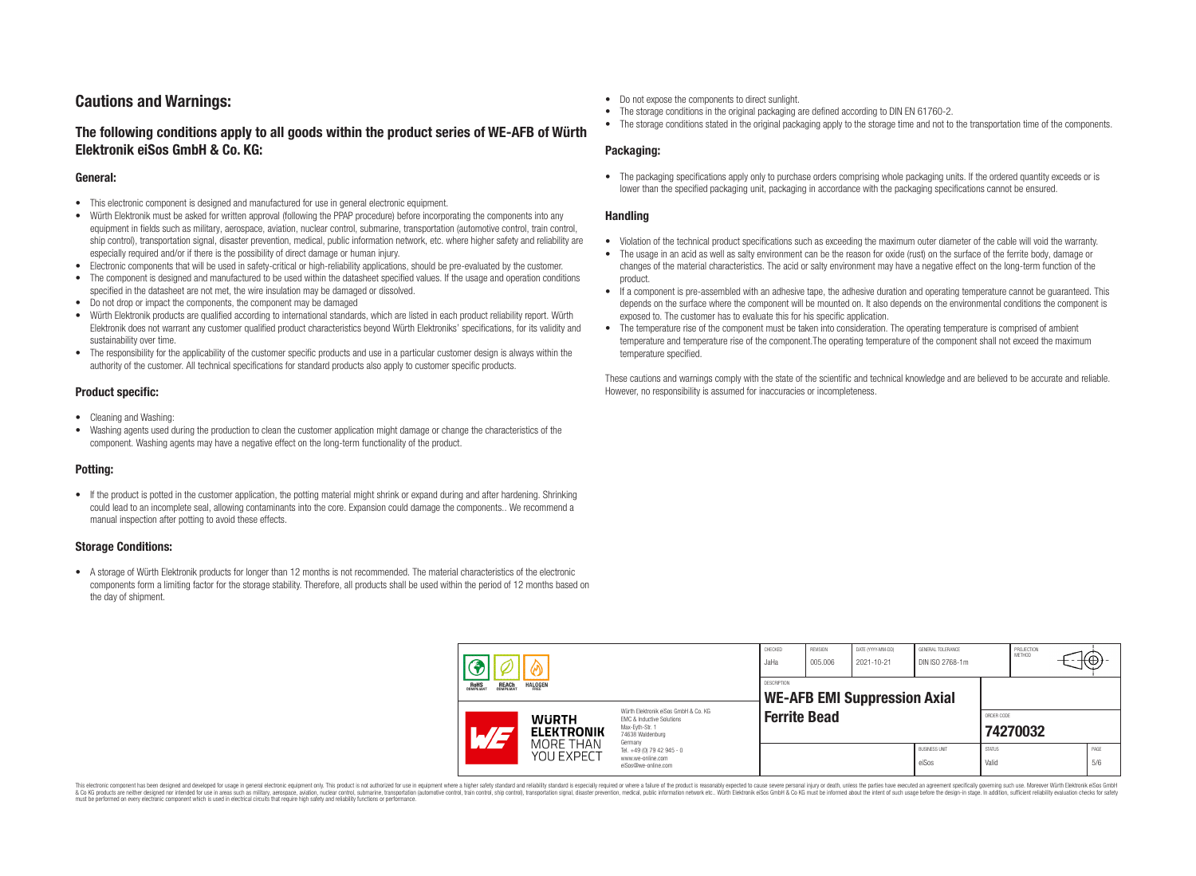## Cautions and Warnings:

### The following conditions apply to all goods within the product series of WE-AFB of Würth Elektronik eiSos GmbH & Co. KG:

#### General:

- This electronic component is designed and manufactured for use in general electronic equipment.
- Würth Elektronik must be asked for written approval (following the PPAP procedure) before incorporating the components into any equipment in fields such as military, aerospace, aviation, nuclear control, submarine, transportation (automotive control, train control, ship control), transportation signal, disaster prevention, medical, public information network, etc. where higher safety and reliability are especially required and/or if there is the possibility of direct damage or human injury.
- Electronic components that will be used in safety-critical or high-reliability applications, should be pre-evaluated by the customer.
- The component is designed and manufactured to be used within the datasheet specified values. If the usage and operation conditions specified in the datasheet are not met, the wire insulation may be damaged or dissolved.
- Do not drop or impact the components, the component may be damaged
- Würth Elektronik products are qualified according to international standards, which are listed in each product reliability report. Würth Elektronik does not warrant any customer qualified product characteristics beyond Würth Elektroniks' specifications, for its validity and sustainability over time.
- The responsibility for the applicability of the customer specific products and use in a particular customer design is always within the authority of the customer. All technical specifications for standard products also apply to customer specific products.

#### Product specific:

- Cleaning and Washing:
- Washing agents used during the production to clean the customer application might damage or change the characteristics of the component. Washing agents may have a negative effect on the long-term functionality of the product.

#### Potting:

- If the product is potted in the customer application, the potting material might shrink or expand during and after hardening. Shrinking could lead to an incomplete seal, allowing contaminants into the core. Expansion could damage the components.. We recommend a manual inspection after potting to avoid these effects.

#### Storage Conditions:

- A storage of Würth Elektronik products for longer than 12 months is not recommended. The material characteristics of the electronic components form a limiting factor for the storage stability. Therefore, all products shall be used within the period of 12 months based on the day of shipment.
- Do not expose the components to direct sunlight.
- The storage conditions in the original packaging are defined according to DIN EN 61760-2.
- The storage conditions stated in the original packaging apply to the storage time and not to the transportation time of the components.

#### Packaging:

- The packaging specifications apply only to purchase orders comprising whole packaging units. If the ordered quantity exceeds or is lower than the specified packaging unit, packaging in accordance with the packaging specifications cannot be ensured.

#### Handling

- Violation of the technical product specifications such as exceeding the maximum outer diameter of the cable will void the warranty.
- The usage in an acid as well as salty environment can be the reason for oxide (rust) on the surface of the ferrite body, damage or changes of the material characteristics. The acid or salty environment may have a negative effect on the long-term function of the product.
- If a component is pre-assembled with an adhesive tape, the adhesive duration and operating temperature cannot be guaranteed. This depends on the surface where the component will be mounted on. It also depends on the environmental conditions the component is exposed to. The customer has to evaluate this for his specific application.
- The temperature rise of the component must be taken into consideration. The operating temperature is comprised of ambient temperature and temperature rise of the component.The operating temperature of the component shall not exceed the maximum temperature specified.

These cautions and warnings comply with the state of the scientific and technical knowledge and are believed to be accurate and reliable. However, no responsibility is assumed for inaccuracies or incompleteness.

| CHECKED | REVISION | DATE (YYYY-MM-DD) | GENERAL TOLERANCE | PROJECTION METHOD |
|---|---|---|---|---|
| JaHa | 005.006 | 2021-10-21 | DIN ISO 2768-1m | |

| DESCRIPTION | ORDER CODE | BUSINESS UNIT | STATUS | PAGE |
|---|---|---|---|---|
| WE-AFB EMI Suppression Axial Ferrite Bead | 74270032 | eiSos | Valid | 5/6 |

Würth Elektronik eiSos GmbH & Co. KG
EMC & Inductive Solutions
Max-Eyth-Str. 1
74638 Waldenburg
Germany
Tel. +49 (0) 79 42 945 - 0
www.we-online.com
eiSos@we-online.com

This electronic component has been designed and developed for usage in general electronic equipment only. This product is not authorized for use in equipment where a higher safety standard and reliability standard is especially required or where a failure of the product is reasonably expected to cause severe personal injury or death, unless the parties have executed an agreement specifically governing such use. Moreover Würth Elektronik eiSos GmbH & Co KG products are neither designed nor intended for use in areas such as military, aerospace, aviation, nuclear control, submarine, transportation (automotive control, train control, ship control), transportation signal, disaster prevention, medical, public information network etc.. Würth Elektronik eiSos GmbH & Co KG must be informed about the intent of such usage before the design-in stage. In addition, sufficient reliability evaluation checks for safety must be performed on every electronic component which is used in electrical circuits that require high safety and reliability functions or performance.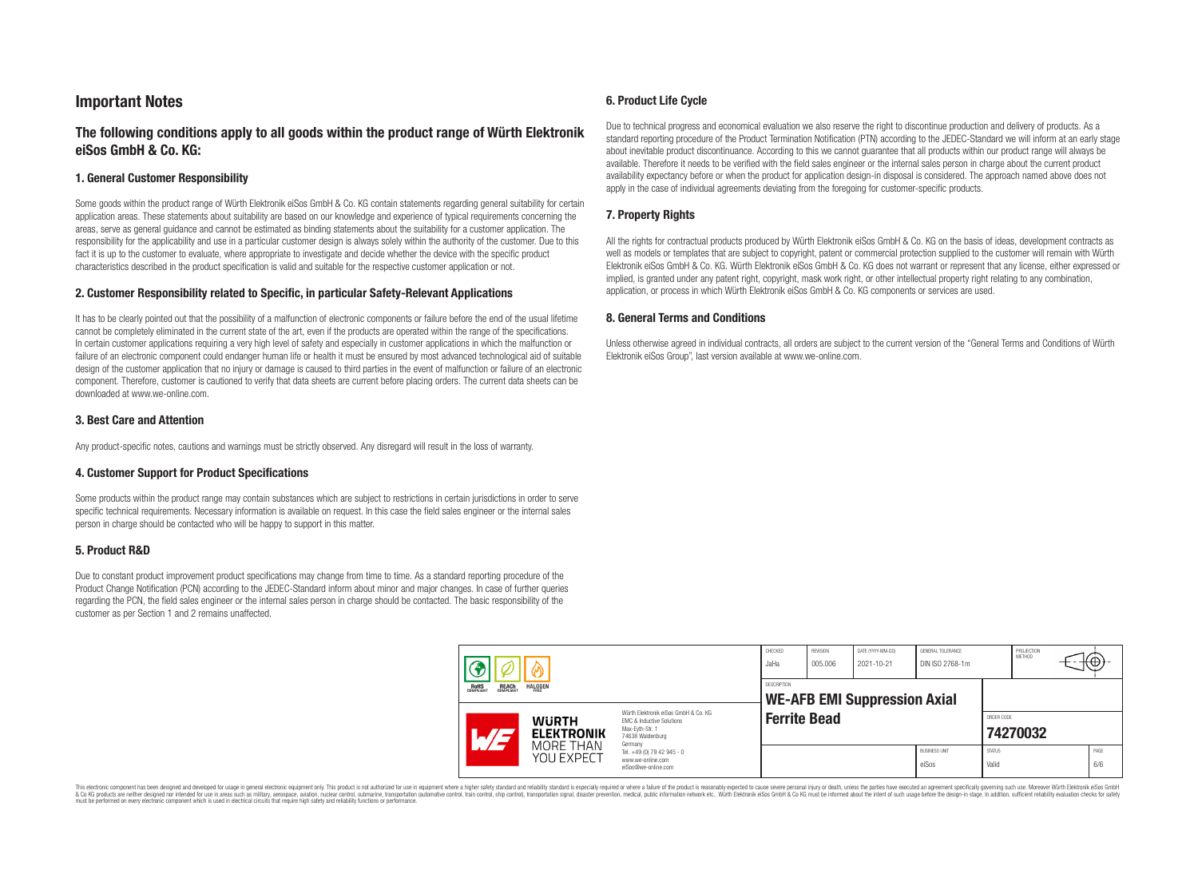# Important Notes

## The following conditions apply to all goods within the product range of Würth Elektronik eiSos GmbH & Co. KG:

### 1. General Customer Responsibility

Some goods within the product range of Würth Elektronik eiSos GmbH & Co. KG contain statements regarding general suitability for certain application areas. These statements about suitability are based on our knowledge and experience of typical requirements concerning the areas, serve as general guidance and cannot be estimated as binding statements about the suitability for a customer application. The responsibility for the applicability and use in a particular customer design is always solely within the authority of the customer. Due to this fact it is up to the customer to evaluate, where appropriate to investigate and decide whether the device with the specific product characteristics described in the product specification is valid and suitable for the respective customer application or not.

### 2. Customer Responsibility related to Specific, in particular Safety-Relevant Applications

It has to be clearly pointed out that the possibility of a malfunction of electronic components or failure before the end of the usual lifetime cannot be completely eliminated in the current state of the art, even if the products are operated within the range of the specifications. In certain customer applications requiring a very high level of safety and especially in customer applications in which the malfunction or failure of an electronic component could endanger human life or health it must be ensured by most advanced technological aid of suitable design of the customer application that no injury or damage is caused to third parties in the event of malfunction or failure of an electronic component. Therefore, customer is cautioned to verify that data sheets are current before placing orders. The current data sheets can be downloaded at www.we-online.com.

### 3. Best Care and Attention

Any product-specific notes, cautions and warnings must be strictly observed. Any disregard will result in the loss of warranty.

### 4. Customer Support for Product Specifications

Some products within the product range may contain substances which are subject to restrictions in certain jurisdictions in order to serve specific technical requirements. Necessary information is available on request. In this case the field sales engineer or the internal sales person in charge should be contacted who will be happy to support in this matter.

### 5. Product R&D

Due to constant product improvement product specifications may change from time to time. As a standard reporting procedure of the Product Change Notification (PCN) according to the JEDEC-Standard inform about minor and major changes. In case of further queries regarding the PCN, the field sales engineer or the internal sales person in charge should be contacted. The basic responsibility of the customer as per Section 1 and 2 remains unaffected.

### 6. Product Life Cycle

Due to technical progress and economical evaluation we also reserve the right to discontinue production and delivery of products. As a standard reporting procedure of the Product Termination Notification (PTN) according to the JEDEC-Standard we will inform at an early stage about inevitable product discontinuance. According to this we cannot guarantee that all products within our product range will always be available. Therefore it needs to be verified with the field sales engineer or the internal sales person in charge about the current product availability expectancy before or when the product for application design-in disposal is considered. The approach named above does not apply in the case of individual agreements deviating from the foregoing for customer-specific products.

### 7. Property Rights

All the rights for contractual products produced by Würth Elektronik eiSos GmbH & Co. KG on the basis of ideas, development contracts as well as models or templates that are subject to copyright, patent or commercial protection supplied to the customer will remain with Würth Elektronik eiSos GmbH & Co. KG. Würth Elektronik eiSos GmbH & Co. KG does not warrant or represent that any license, either expressed or implied, is granted under any patent right, copyright, mask work right, or other intellectual property right relating to any combination, application, or process in which Würth Elektronik eiSos GmbH & Co. KG components or services are used.

### 8. General Terms and Conditions

Unless otherwise agreed in individual contracts, all orders are subject to the current version of the "General Terms and Conditions of Würth Elektronik eiSos Group", last version available at www.we-online.com.

| | | | | | | |
|---|---|---|---|---|---|---|
| RoHS COMPLIANT / REACh COMPLIANT / HALOGEN FREE | CHECKED: JaHa | REVISION: 005.006 | DATE (YYYY-MM-DD): 2021-10-21 | GENERAL TOLERANCE: DIN ISO 2768-1m | PROJECTION METHOD | |
| WÜRTH ELEKTRONIK MORE THAN YOU EXPECT — Würth Elektronik eiSos GmbH & Co. KG, EMC & Inductive Solutions, Max-Eyth-Str. 1, 74638 Waldenburg, Germany, Tel. +49 (0) 79 42 945 - 0, www.we-online.com, eiSos@we-online.com | DESCRIPTION: WE-AFB EMI Suppression Axial Ferrite Bead | | | | ORDER CODE: 74270032 | |
| | | | | BUSINESS UNIT: eiSos | STATUS: Valid | PAGE: 6/6 |

This electronic component has been designed and developed for usage in general electronic equipment only. This product is not authorized for use in equipment where a higher safety standard and reliability standard is especially required or where a failure of the product is reasonably expected to cause severe personal injury or death, unless the parties have executed an agreement specifically governing such use. Moreover Würth Elektronik eiSos GmbH & Co KG products are neither designed nor intended for use in areas such as military, aerospace, aviation, nuclear control, submarine, transportation (automotive control, train control, ship control), transportation signal, disaster prevention, medical, public information network etc.. Würth Elektronik eiSos GmbH & Co KG must be informed about the intent of such usage before the design-in stage. In addition, sufficient reliability evaluation checks for safety must be performed on every electronic component which is used in electrical circuits that require high safety and reliability functions or performance.